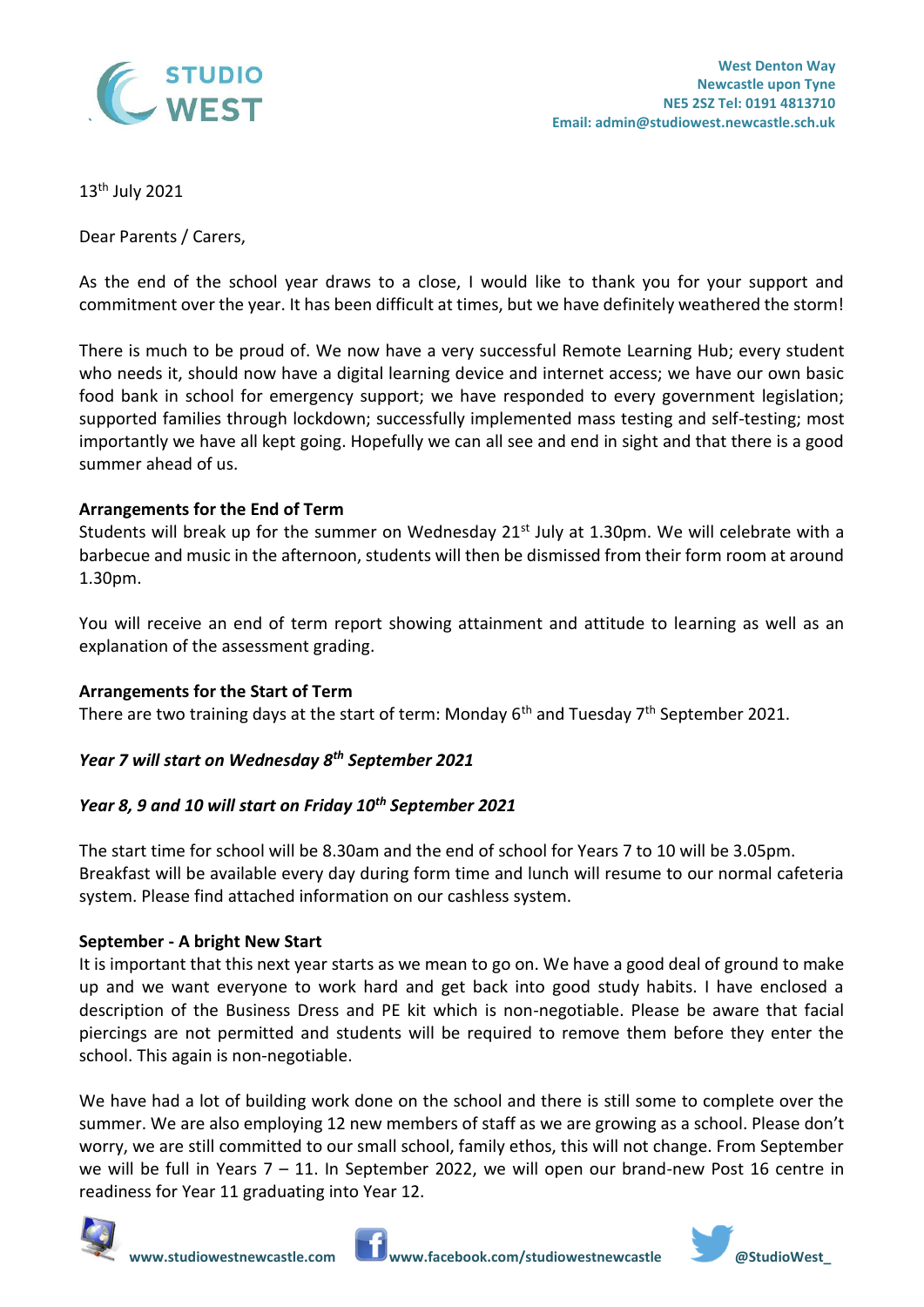STUDIO WEST

West Denton Way
Newcastle upon Tyne
NE5 2SZ Tel: 0191 4813710
Email: admin@studiowest.newcastle.sch.uk

13th July 2021

Dear Parents / Carers,

As the end of the school year draws to a close, I would like to thank you for your support and commitment over the year. It has been difficult at times, but we have definitely weathered the storm!

There is much to be proud of. We now have a very successful Remote Learning Hub; every student who needs it, should now have a digital learning device and internet access; we have our own basic food bank in school for emergency support; we have responded to every government legislation; supported families through lockdown; successfully implemented mass testing and self-testing; most importantly we have all kept going. Hopefully we can all see and end in sight and that there is a good summer ahead of us.

**Arrangements for the End of Term**

Students will break up for the summer on Wednesday 21st July at 1.30pm. We will celebrate with a barbecue and music in the afternoon, students will then be dismissed from their form room at around 1.30pm.

You will receive an end of term report showing attainment and attitude to learning as well as an explanation of the assessment grading.

**Arrangements for the Start of Term**

There are two training days at the start of term: Monday 6th and Tuesday 7th September 2021.

***Year 7 will start on Wednesday 8th September 2021***

***Year 8, 9 and 10 will start on Friday 10th September 2021***

The start time for school will be 8.30am and the end of school for Years 7 to 10 will be 3.05pm. Breakfast will be available every day during form time and lunch will resume to our normal cafeteria system. Please find attached information on our cashless system.

**September - A bright New Start**

It is important that this next year starts as we mean to go on. We have a good deal of ground to make up and we want everyone to work hard and get back into good study habits. I have enclosed a description of the Business Dress and PE kit which is non-negotiable. Please be aware that facial piercings are not permitted and students will be required to remove them before they enter the school. This again is non-negotiable.

We have had a lot of building work done on the school and there is still some to complete over the summer. We are also employing 12 new members of staff as we are growing as a school. Please don't worry, we are still committed to our small school, family ethos, this will not change. From September we will be full in Years 7 – 11. In September 2022, we will open our brand-new Post 16 centre in readiness for Year 11 graduating into Year 12.

www.studiowestnewcastle.com www.facebook.com/studiowestnewcastle @StudioWest_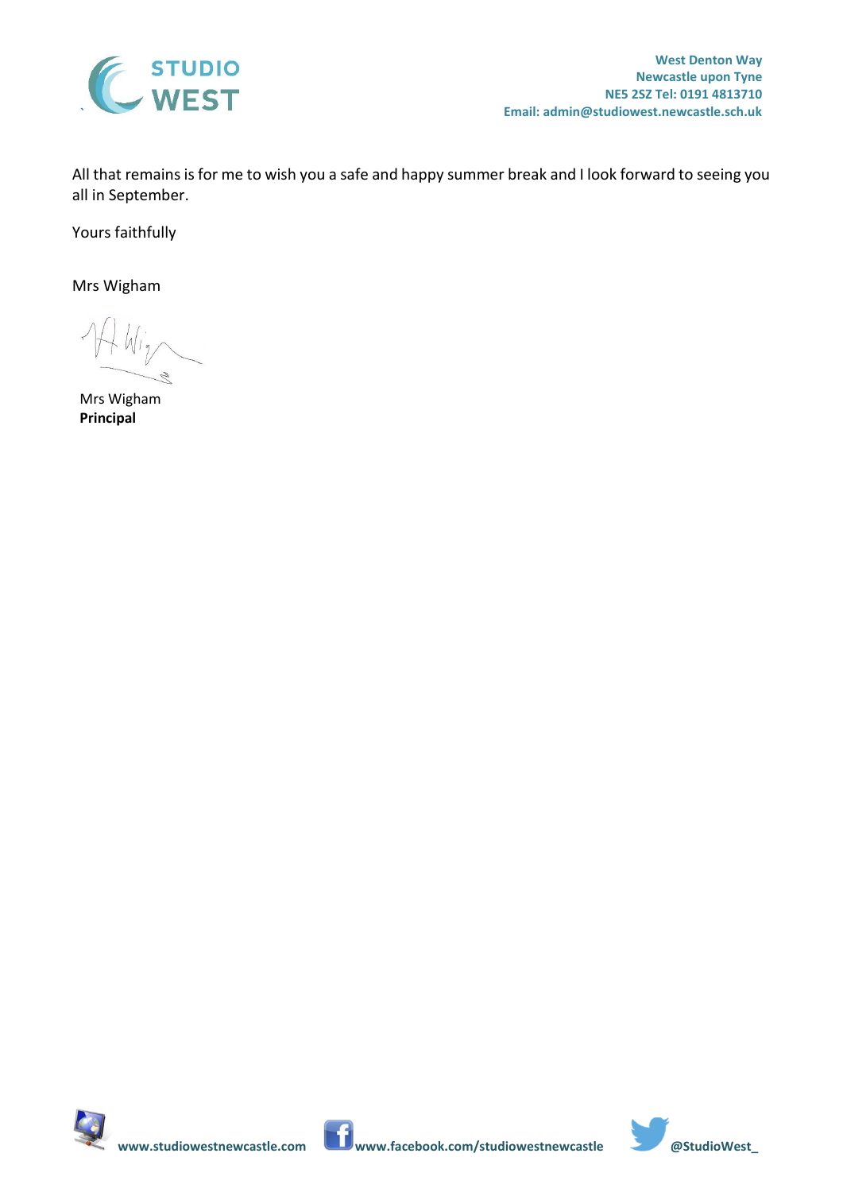All that remains is for me to wish you a safe and happy summer break and I look forward to seeing you all in September.

Yours faithfully

Mrs Wigham

Mrs Wigham
**Principal**